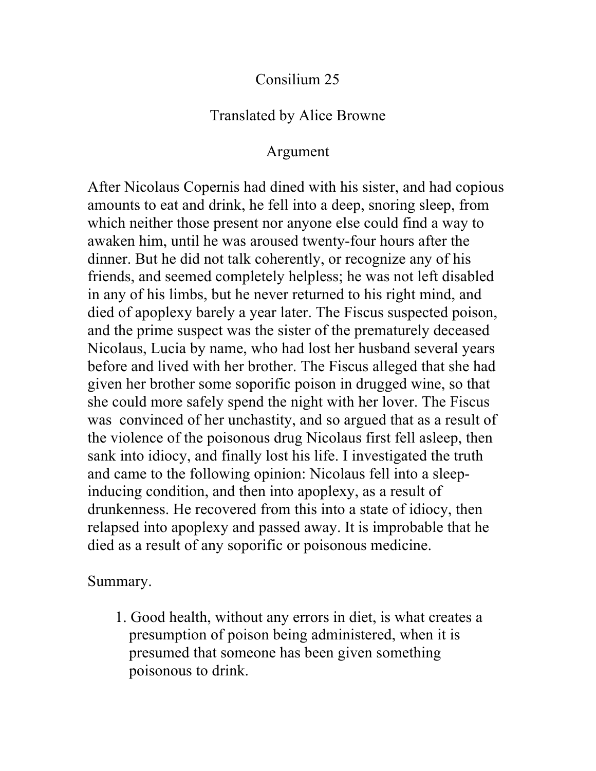# Consilium 25

## Translated by Alice Browne

### Argument

After Nicolaus Copernis had dined with his sister, and had copious amounts to eat and drink, he fell into a deep, snoring sleep, from which neither those present nor anyone else could find a way to awaken him, until he was aroused twenty-four hours after the dinner. But he did not talk coherently, or recognize any of his friends, and seemed completely helpless; he was not left disabled in any of his limbs, but he never returned to his right mind, and died of apoplexy barely a year later. The Fiscus suspected poison, and the prime suspect was the sister of the prematurely deceased Nicolaus, Lucia by name, who had lost her husband several years before and lived with her brother. The Fiscus alleged that she had given her brother some soporific poison in drugged wine, so that she could more safely spend the night with her lover. The Fiscus was convinced of her unchastity, and so argued that as a result of the violence of the poisonous drug Nicolaus first fell asleep, then sank into idiocy, and finally lost his life. I investigated the truth and came to the following opinion: Nicolaus fell into a sleep-inducing condition, and then into apoplexy, as a result of drunkenness. He recovered from this into a state of idiocy, then relapsed into apoplexy and passed away. It is improbable that he died as a result of any soporific or poisonous medicine.

Summary.

1. Good health, without any errors in diet, is what creates a presumption of poison being administered, when it is presumed that someone has been given something poisonous to drink.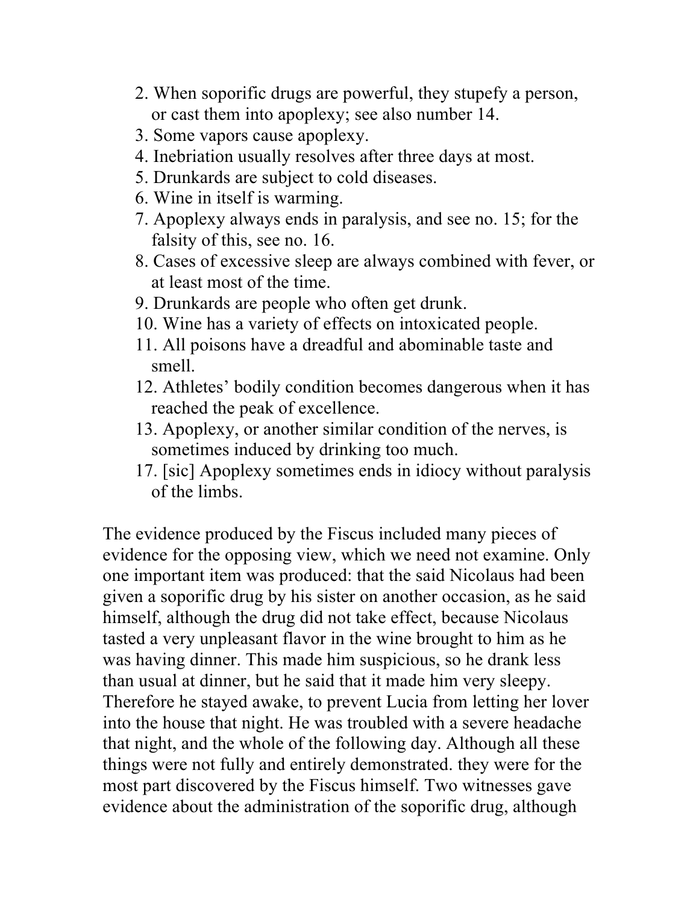2. When soporific drugs are powerful, they stupefy a person, or cast them into apoplexy; see also number 14.
3. Some vapors cause apoplexy.
4. Inebriation usually resolves after three days at most.
5. Drunkards are subject to cold diseases.
6. Wine in itself is warming.
7. Apoplexy always ends in paralysis, and see no. 15; for the falsity of this, see no. 16.
8. Cases of excessive sleep are always combined with fever, or at least most of the time.
9. Drunkards are people who often get drunk.
10. Wine has a variety of effects on intoxicated people.
11. All poisons have a dreadful and abominable taste and smell.
12. Athletes' bodily condition becomes dangerous when it has reached the peak of excellence.
13. Apoplexy, or another similar condition of the nerves, is sometimes induced by drinking too much.
17. [sic] Apoplexy sometimes ends in idiocy without paralysis of the limbs.

The evidence produced by the Fiscus included many pieces of evidence for the opposing view, which we need not examine. Only one important item was produced: that the said Nicolaus had been given a soporific drug by his sister on another occasion, as he said himself, although the drug did not take effect, because Nicolaus tasted a very unpleasant flavor in the wine brought to him as he was having dinner. This made him suspicious, so he drank less than usual at dinner, but he said that it made him very sleepy. Therefore he stayed awake, to prevent Lucia from letting her lover into the house that night. He was troubled with a severe headache that night, and the whole of the following day. Although all these things were not fully and entirely demonstrated. they were for the most part discovered by the Fiscus himself. Two witnesses gave evidence about the administration of the soporific drug, although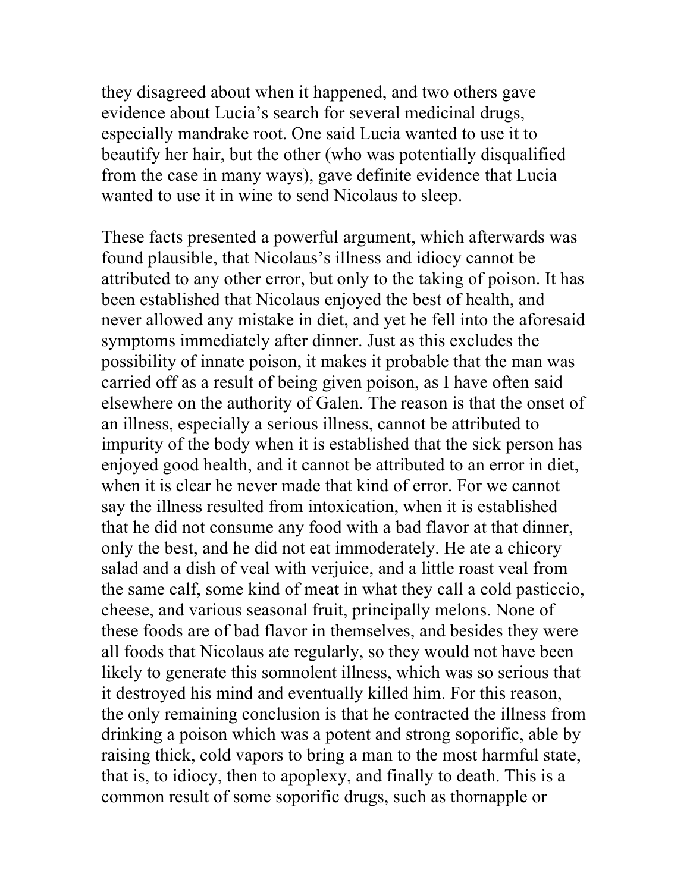they disagreed about when it happened, and two others gave evidence about Lucia's search for several medicinal drugs, especially mandrake root. One said Lucia wanted to use it to beautify her hair, but the other (who was potentially disqualified from the case in many ways), gave definite evidence that Lucia wanted to use it in wine to send Nicolaus to sleep.

These facts presented a powerful argument, which afterwards was found plausible, that Nicolaus's illness and idiocy cannot be attributed to any other error, but only to the taking of poison. It has been established that Nicolaus enjoyed the best of health, and never allowed any mistake in diet, and yet he fell into the aforesaid symptoms immediately after dinner. Just as this excludes the possibility of innate poison, it makes it probable that the man was carried off as a result of being given poison, as I have often said elsewhere on the authority of Galen. The reason is that the onset of an illness, especially a serious illness, cannot be attributed to impurity of the body when it is established that the sick person has enjoyed good health, and it cannot be attributed to an error in diet, when it is clear he never made that kind of error. For we cannot say the illness resulted from intoxication, when it is established that he did not consume any food with a bad flavor at that dinner, only the best, and he did not eat immoderately. He ate a chicory salad and a dish of veal with verjuice, and a little roast veal from the same calf, some kind of meat in what they call a cold pasticcio, cheese, and various seasonal fruit, principally melons. None of these foods are of bad flavor in themselves, and besides they were all foods that Nicolaus ate regularly, so they would not have been likely to generate this somnolent illness, which was so serious that it destroyed his mind and eventually killed him. For this reason, the only remaining conclusion is that he contracted the illness from drinking a poison which was a potent and strong soporific, able by raising thick, cold vapors to bring a man to the most harmful state, that is, to idiocy, then to apoplexy, and finally to death. This is a common result of some soporific drugs, such as thornapple or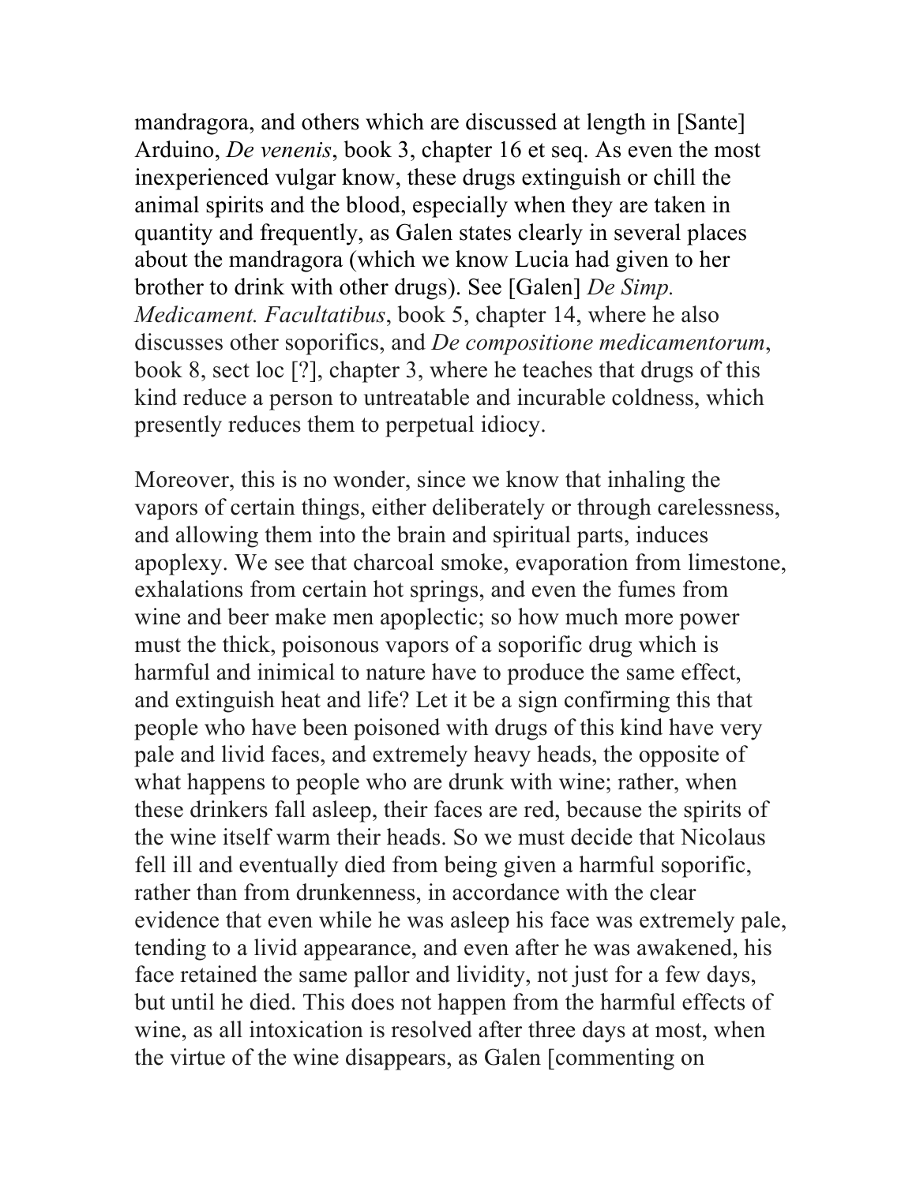mandragora, and others which are discussed at length in [Sante] Arduino, *De venenis*, book 3, chapter 16 et seq. As even the most inexperienced vulgar know, these drugs extinguish or chill the animal spirits and the blood, especially when they are taken in quantity and frequently, as Galen states clearly in several places about the mandragora (which we know Lucia had given to her brother to drink with other drugs). See [Galen] *De Simp. Medicament. Facultatibus*, book 5, chapter 14, where he also discusses other soporifics, and *De compositione medicamentorum*, book 8, sect loc [?], chapter 3, where he teaches that drugs of this kind reduce a person to untreatable and incurable coldness, which presently reduces them to perpetual idiocy.

Moreover, this is no wonder, since we know that inhaling the vapors of certain things, either deliberately or through carelessness, and allowing them into the brain and spiritual parts, induces apoplexy. We see that charcoal smoke, evaporation from limestone, exhalations from certain hot springs, and even the fumes from wine and beer make men apoplectic; so how much more power must the thick, poisonous vapors of a soporific drug which is harmful and inimical to nature have to produce the same effect, and extinguish heat and life? Let it be a sign confirming this that people who have been poisoned with drugs of this kind have very pale and livid faces, and extremely heavy heads, the opposite of what happens to people who are drunk with wine; rather, when these drinkers fall asleep, their faces are red, because the spirits of the wine itself warm their heads. So we must decide that Nicolaus fell ill and eventually died from being given a harmful soporific, rather than from drunkenness, in accordance with the clear evidence that even while he was asleep his face was extremely pale, tending to a livid appearance, and even after he was awakened, his face retained the same pallor and lividity, not just for a few days, but until he died. This does not happen from the harmful effects of wine, as all intoxication is resolved after three days at most, when the virtue of the wine disappears, as Galen [commenting on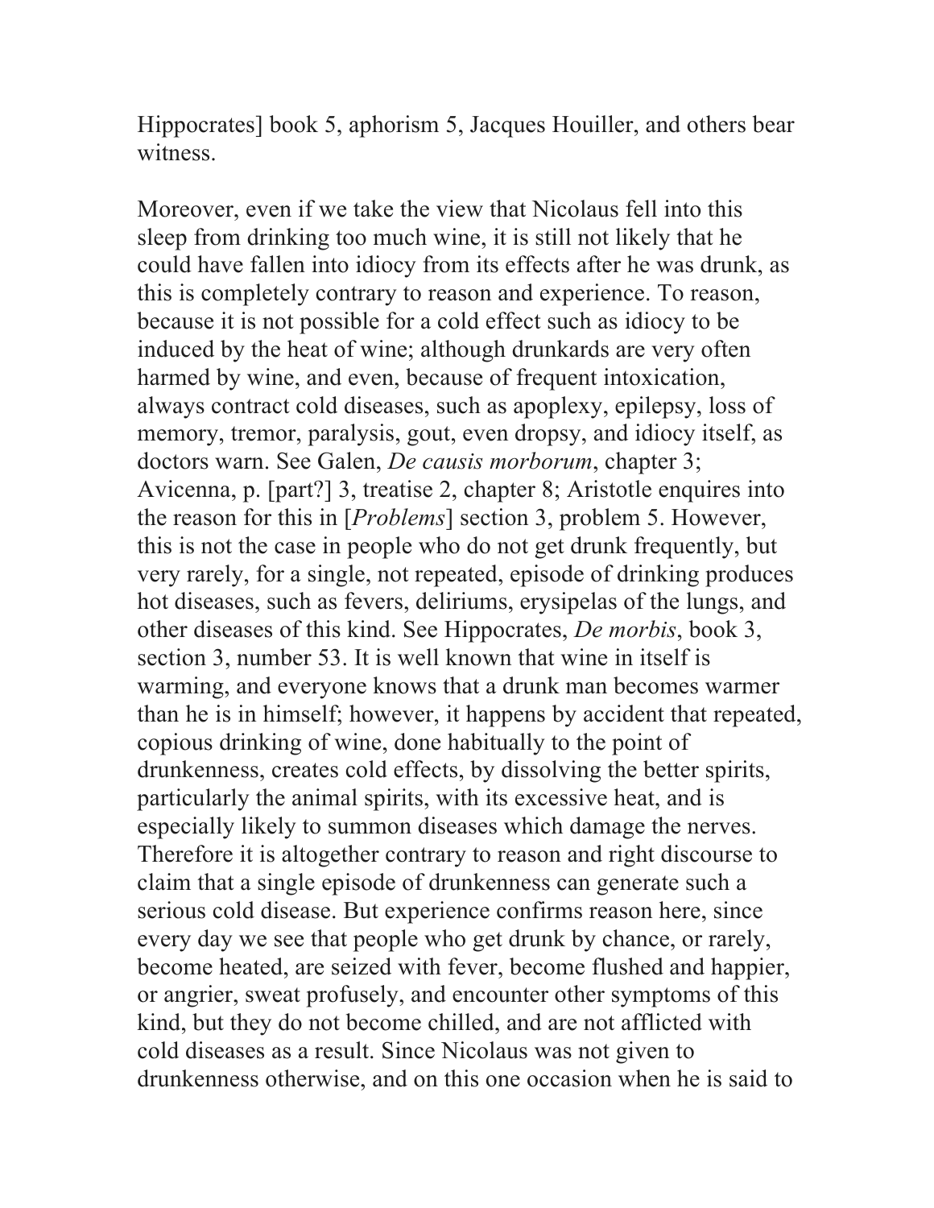Hippocrates] book 5, aphorism 5, Jacques Houiller, and others bear witness.

Moreover, even if we take the view that Nicolaus fell into this sleep from drinking too much wine, it is still not likely that he could have fallen into idiocy from its effects after he was drunk, as this is completely contrary to reason and experience. To reason, because it is not possible for a cold effect such as idiocy to be induced by the heat of wine; although drunkards are very often harmed by wine, and even, because of frequent intoxication, always contract cold diseases, such as apoplexy, epilepsy, loss of memory, tremor, paralysis, gout, even dropsy, and idiocy itself, as doctors warn. See Galen, *De causis morborum*, chapter 3; Avicenna, p. [part?] 3, treatise 2, chapter 8; Aristotle enquires into the reason for this in [*Problems*] section 3, problem 5. However, this is not the case in people who do not get drunk frequently, but very rarely, for a single, not repeated, episode of drinking produces hot diseases, such as fevers, deliriums, erysipelas of the lungs, and other diseases of this kind. See Hippocrates, *De morbis*, book 3, section 3, number 53. It is well known that wine in itself is warming, and everyone knows that a drunk man becomes warmer than he is in himself; however, it happens by accident that repeated, copious drinking of wine, done habitually to the point of drunkenness, creates cold effects, by dissolving the better spirits, particularly the animal spirits, with its excessive heat, and is especially likely to summon diseases which damage the nerves. Therefore it is altogether contrary to reason and right discourse to claim that a single episode of drunkenness can generate such a serious cold disease. But experience confirms reason here, since every day we see that people who get drunk by chance, or rarely, become heated, are seized with fever, become flushed and happier, or angrier, sweat profusely, and encounter other symptoms of this kind, but they do not become chilled, and are not afflicted with cold diseases as a result. Since Nicolaus was not given to drunkenness otherwise, and on this one occasion when he is said to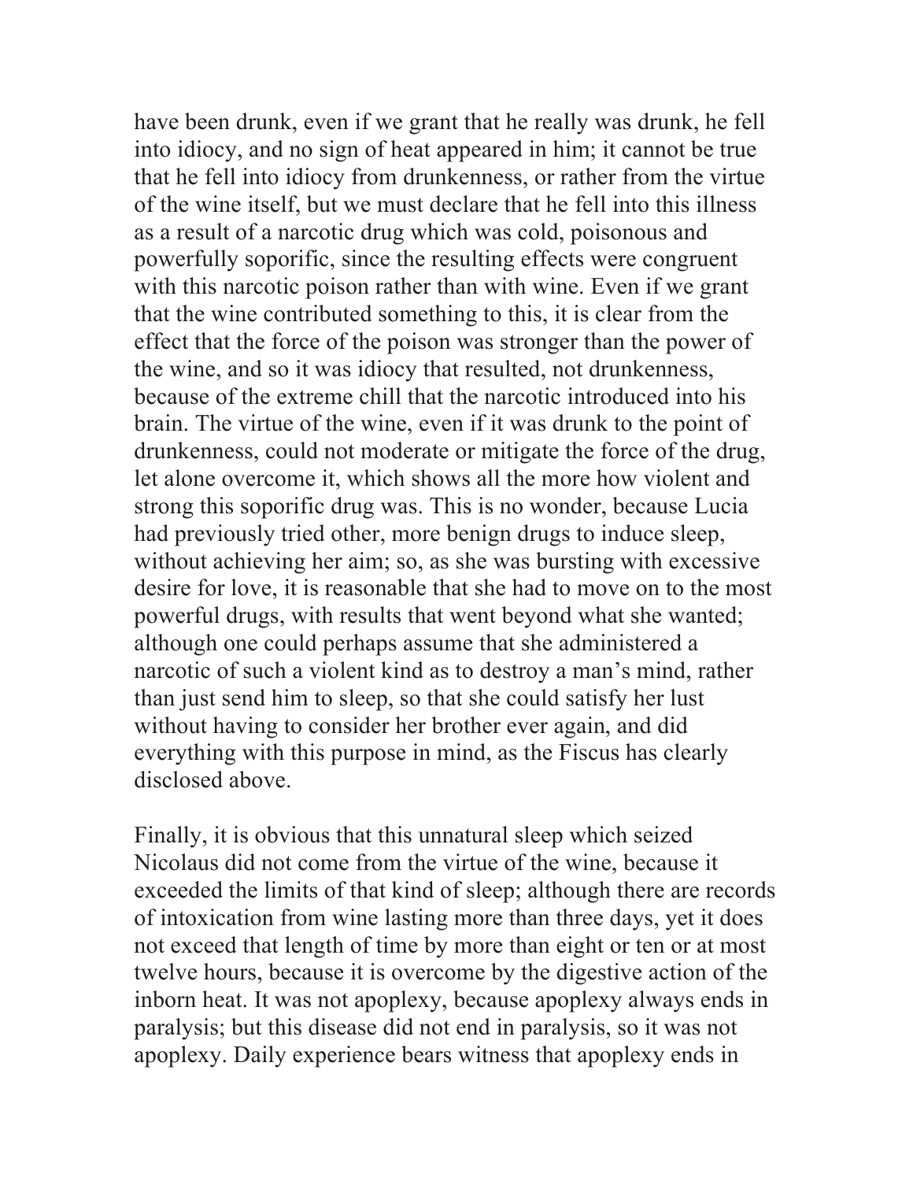have been drunk, even if we grant that he really was drunk, he fell into idiocy, and no sign of heat appeared in him; it cannot be true that he fell into idiocy from drunkenness, or rather from the virtue of the wine itself, but we must declare that he fell into this illness as a result of a narcotic drug which was cold, poisonous and powerfully soporific, since the resulting effects were congruent with this narcotic poison rather than with wine. Even if we grant that the wine contributed something to this, it is clear from the effect that the force of the poison was stronger than the power of the wine, and so it was idiocy that resulted, not drunkenness, because of the extreme chill that the narcotic introduced into his brain. The virtue of the wine, even if it was drunk to the point of drunkenness, could not moderate or mitigate the force of the drug, let alone overcome it, which shows all the more how violent and strong this soporific drug was. This is no wonder, because Lucia had previously tried other, more benign drugs to induce sleep, without achieving her aim; so, as she was bursting with excessive desire for love, it is reasonable that she had to move on to the most powerful drugs, with results that went beyond what she wanted; although one could perhaps assume that she administered a narcotic of such a violent kind as to destroy a man's mind, rather than just send him to sleep, so that she could satisfy her lust without having to consider her brother ever again, and did everything with this purpose in mind, as the Fiscus has clearly disclosed above.

Finally, it is obvious that this unnatural sleep which seized Nicolaus did not come from the virtue of the wine, because it exceeded the limits of that kind of sleep; although there are records of intoxication from wine lasting more than three days, yet it does not exceed that length of time by more than eight or ten or at most twelve hours, because it is overcome by the digestive action of the inborn heat. It was not apoplexy, because apoplexy always ends in paralysis; but this disease did not end in paralysis, so it was not apoplexy. Daily experience bears witness that apoplexy ends in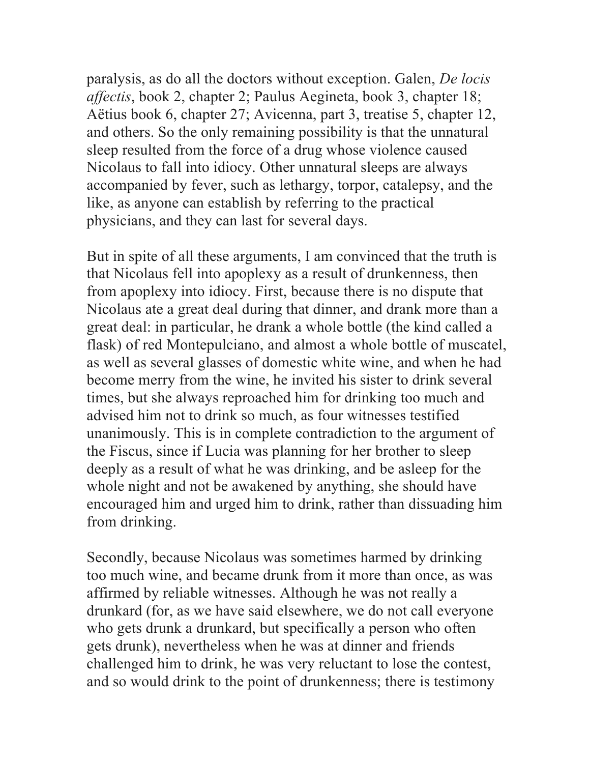paralysis, as do all the doctors without exception. Galen, *De locis affectis*, book 2, chapter 2; Paulus Aegineta, book 3, chapter 18; Aëtius book 6, chapter 27; Avicenna, part 3, treatise 5, chapter 12, and others. So the only remaining possibility is that the unnatural sleep resulted from the force of a drug whose violence caused Nicolaus to fall into idiocy. Other unnatural sleeps are always accompanied by fever, such as lethargy, torpor, catalepsy, and the like, as anyone can establish by referring to the practical physicians, and they can last for several days.

But in spite of all these arguments, I am convinced that the truth is that Nicolaus fell into apoplexy as a result of drunkenness, then from apoplexy into idiocy. First, because there is no dispute that Nicolaus ate a great deal during that dinner, and drank more than a great deal: in particular, he drank a whole bottle (the kind called a flask) of red Montepulciano, and almost a whole bottle of muscatel, as well as several glasses of domestic white wine, and when he had become merry from the wine, he invited his sister to drink several times, but she always reproached him for drinking too much and advised him not to drink so much, as four witnesses testified unanimously. This is in complete contradiction to the argument of the Fiscus, since if Lucia was planning for her brother to sleep deeply as a result of what he was drinking, and be asleep for the whole night and not be awakened by anything, she should have encouraged him and urged him to drink, rather than dissuading him from drinking.

Secondly, because Nicolaus was sometimes harmed by drinking too much wine, and became drunk from it more than once, as was affirmed by reliable witnesses. Although he was not really a drunkard (for, as we have said elsewhere, we do not call everyone who gets drunk a drunkard, but specifically a person who often gets drunk), nevertheless when he was at dinner and friends challenged him to drink, he was very reluctant to lose the contest, and so would drink to the point of drunkenness; there is testimony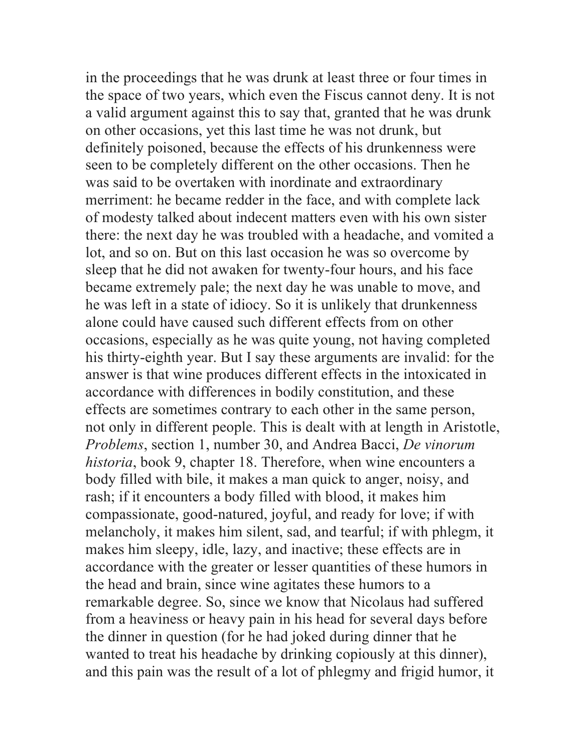in the proceedings that he was drunk at least three or four times in the space of two years, which even the Fiscus cannot deny. It is not a valid argument against this to say that, granted that he was drunk on other occasions, yet this last time he was not drunk, but definitely poisoned, because the effects of his drunkenness were seen to be completely different on the other occasions. Then he was said to be overtaken with inordinate and extraordinary merriment: he became redder in the face, and with complete lack of modesty talked about indecent matters even with his own sister there: the next day he was troubled with a headache, and vomited a lot, and so on. But on this last occasion he was so overcome by sleep that he did not awaken for twenty-four hours, and his face became extremely pale; the next day he was unable to move, and he was left in a state of idiocy. So it is unlikely that drunkenness alone could have caused such different effects from on other occasions, especially as he was quite young, not having completed his thirty-eighth year. But I say these arguments are invalid: for the answer is that wine produces different effects in the intoxicated in accordance with differences in bodily constitution, and these effects are sometimes contrary to each other in the same person, not only in different people. This is dealt with at length in Aristotle, *Problems*, section 1, number 30, and Andrea Bacci, *De vinorum historia*, book 9, chapter 18. Therefore, when wine encounters a body filled with bile, it makes a man quick to anger, noisy, and rash; if it encounters a body filled with blood, it makes him compassionate, good-natured, joyful, and ready for love; if with melancholy, it makes him silent, sad, and tearful; if with phlegm, it makes him sleepy, idle, lazy, and inactive; these effects are in accordance with the greater or lesser quantities of these humors in the head and brain, since wine agitates these humors to a remarkable degree. So, since we know that Nicolaus had suffered from a heaviness or heavy pain in his head for several days before the dinner in question (for he had joked during dinner that he wanted to treat his headache by drinking copiously at this dinner), and this pain was the result of a lot of phlegmy and frigid humor, it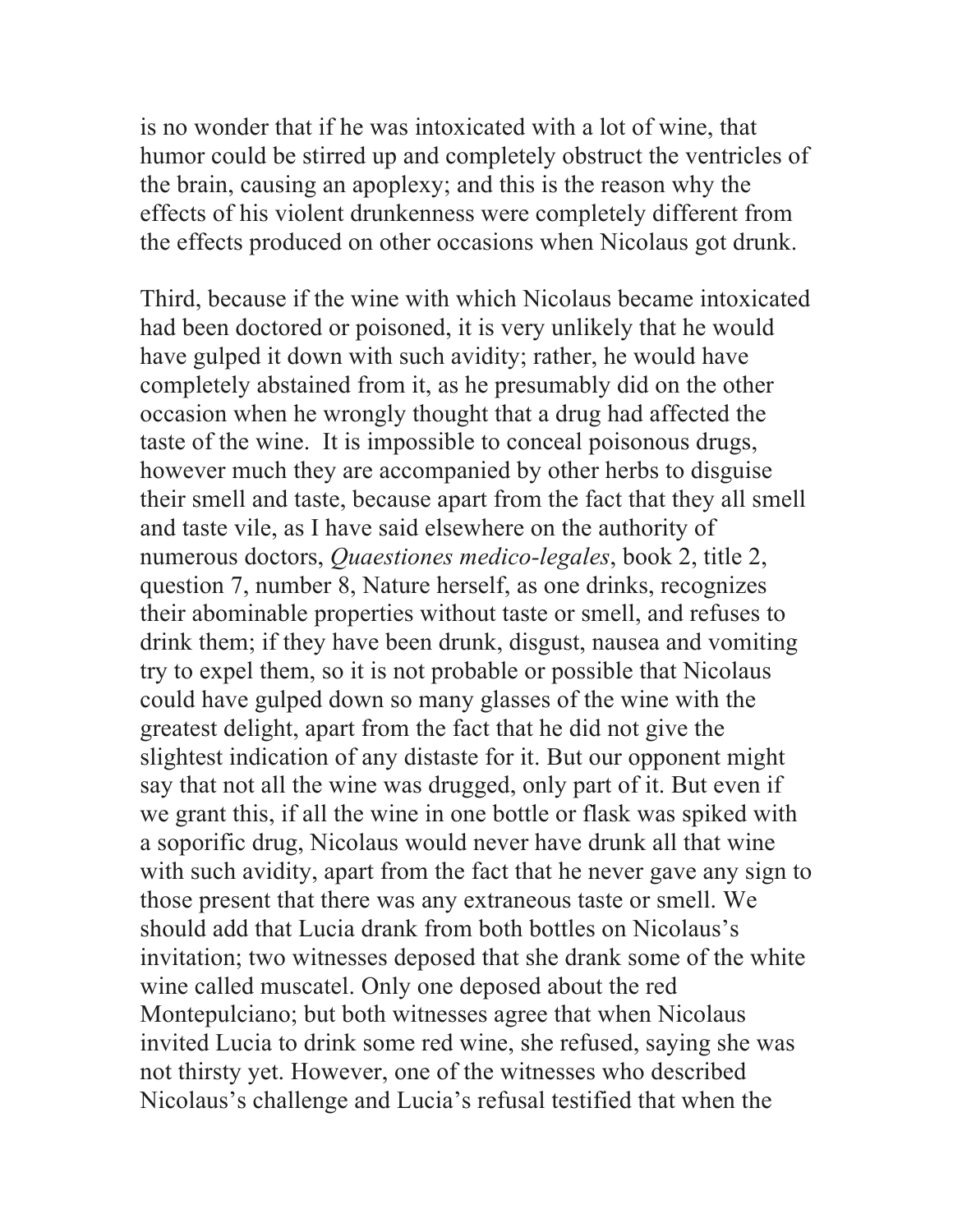is no wonder that if he was intoxicated with a lot of wine, that humor could be stirred up and completely obstruct the ventricles of the brain, causing an apoplexy; and this is the reason why the effects of his violent drunkenness were completely different from the effects produced on other occasions when Nicolaus got drunk.

Third, because if the wine with which Nicolaus became intoxicated had been doctored or poisoned, it is very unlikely that he would have gulped it down with such avidity; rather, he would have completely abstained from it, as he presumably did on the other occasion when he wrongly thought that a drug had affected the taste of the wine.  It is impossible to conceal poisonous drugs, however much they are accompanied by other herbs to disguise their smell and taste, because apart from the fact that they all smell and taste vile, as I have said elsewhere on the authority of numerous doctors, *Quaestiones medico-legales*, book 2, title 2, question 7, number 8, Nature herself, as one drinks, recognizes their abominable properties without taste or smell, and refuses to drink them; if they have been drunk, disgust, nausea and vomiting try to expel them, so it is not probable or possible that Nicolaus could have gulped down so many glasses of the wine with the greatest delight, apart from the fact that he did not give the slightest indication of any distaste for it. But our opponent might say that not all the wine was drugged, only part of it. But even if we grant this, if all the wine in one bottle or flask was spiked with a soporific drug, Nicolaus would never have drunk all that wine with such avidity, apart from the fact that he never gave any sign to those present that there was any extraneous taste or smell. We should add that Lucia drank from both bottles on Nicolaus's invitation; two witnesses deposed that she drank some of the white wine called muscatel. Only one deposed about the red Montepulciano; but both witnesses agree that when Nicolaus invited Lucia to drink some red wine, she refused, saying she was not thirsty yet. However, one of the witnesses who described Nicolaus's challenge and Lucia's refusal testified that when the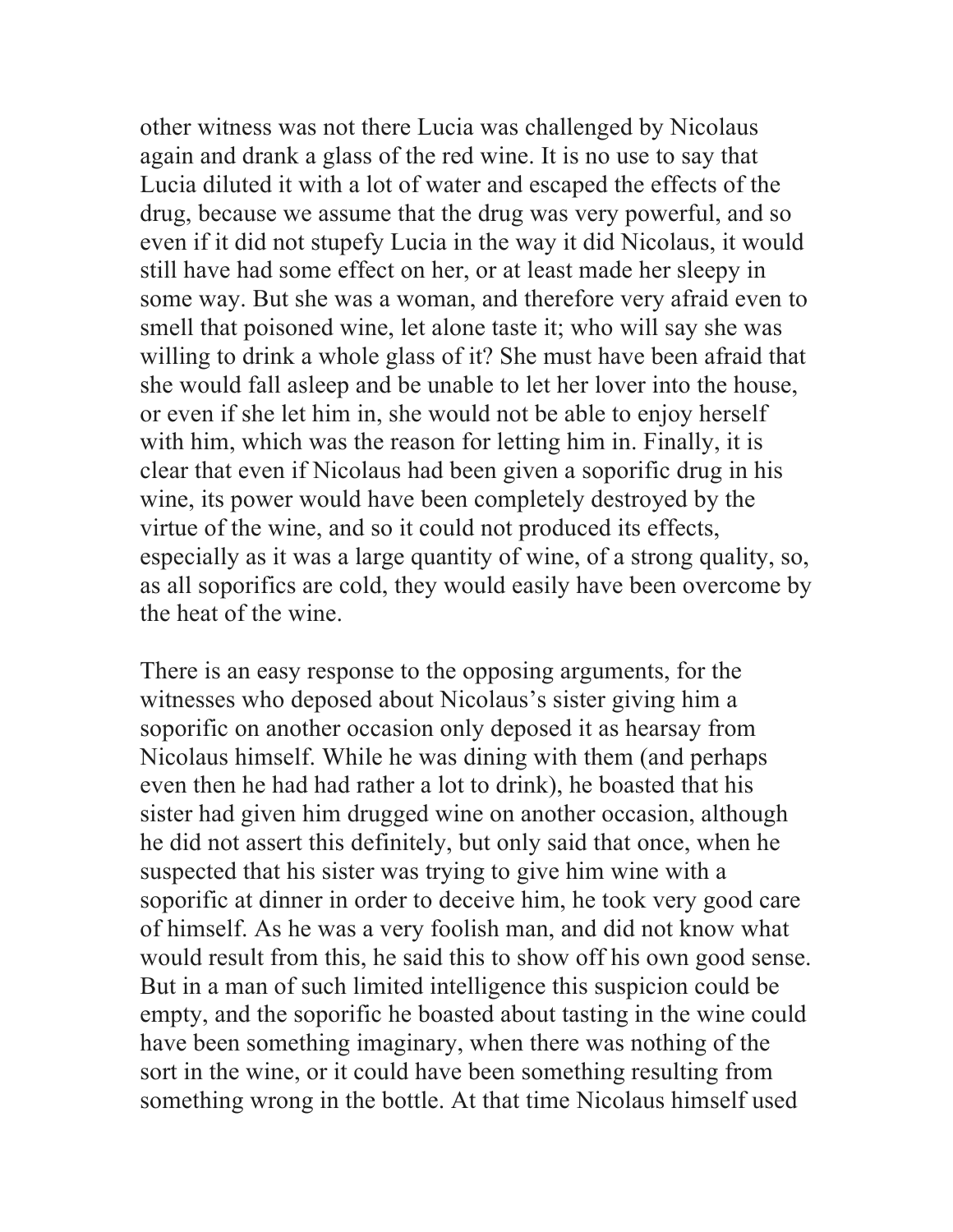other witness was not there Lucia was challenged by Nicolaus again and drank a glass of the red wine. It is no use to say that Lucia diluted it with a lot of water and escaped the effects of the drug, because we assume that the drug was very powerful, and so even if it did not stupefy Lucia in the way it did Nicolaus, it would still have had some effect on her, or at least made her sleepy in some way. But she was a woman, and therefore very afraid even to smell that poisoned wine, let alone taste it; who will say she was willing to drink a whole glass of it? She must have been afraid that she would fall asleep and be unable to let her lover into the house, or even if she let him in, she would not be able to enjoy herself with him, which was the reason for letting him in. Finally, it is clear that even if Nicolaus had been given a soporific drug in his wine, its power would have been completely destroyed by the virtue of the wine, and so it could not produced its effects, especially as it was a large quantity of wine, of a strong quality, so, as all soporifics are cold, they would easily have been overcome by the heat of the wine.

There is an easy response to the opposing arguments, for the witnesses who deposed about Nicolaus's sister giving him a soporific on another occasion only deposed it as hearsay from Nicolaus himself. While he was dining with them (and perhaps even then he had had rather a lot to drink), he boasted that his sister had given him drugged wine on another occasion, although he did not assert this definitely, but only said that once, when he suspected that his sister was trying to give him wine with a soporific at dinner in order to deceive him, he took very good care of himself. As he was a very foolish man, and did not know what would result from this, he said this to show off his own good sense. But in a man of such limited intelligence this suspicion could be empty, and the soporific he boasted about tasting in the wine could have been something imaginary, when there was nothing of the sort in the wine, or it could have been something resulting from something wrong in the bottle. At that time Nicolaus himself used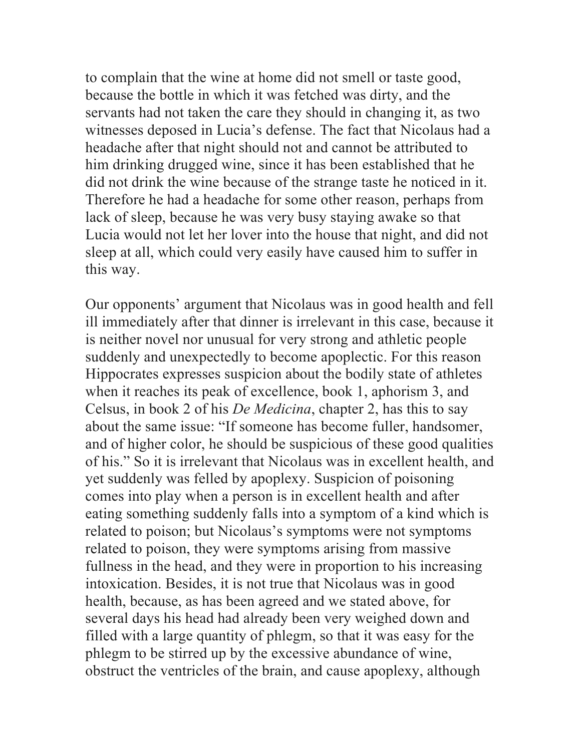to complain that the wine at home did not smell or taste good, because the bottle in which it was fetched was dirty, and the servants had not taken the care they should in changing it, as two witnesses deposed in Lucia's defense. The fact that Nicolaus had a headache after that night should not and cannot be attributed to him drinking drugged wine, since it has been established that he did not drink the wine because of the strange taste he noticed in it. Therefore he had a headache for some other reason, perhaps from lack of sleep, because he was very busy staying awake so that Lucia would not let her lover into the house that night, and did not sleep at all, which could very easily have caused him to suffer in this way.

Our opponents' argument that Nicolaus was in good health and fell ill immediately after that dinner is irrelevant in this case, because it is neither novel nor unusual for very strong and athletic people suddenly and unexpectedly to become apoplectic. For this reason Hippocrates expresses suspicion about the bodily state of athletes when it reaches its peak of excellence, book 1, aphorism 3, and Celsus, in book 2 of his *De Medicina*, chapter 2, has this to say about the same issue: "If someone has become fuller, handsomer, and of higher color, he should be suspicious of these good qualities of his." So it is irrelevant that Nicolaus was in excellent health, and yet suddenly was felled by apoplexy. Suspicion of poisoning comes into play when a person is in excellent health and after eating something suddenly falls into a symptom of a kind which is related to poison; but Nicolaus's symptoms were not symptoms related to poison, they were symptoms arising from massive fullness in the head, and they were in proportion to his increasing intoxication. Besides, it is not true that Nicolaus was in good health, because, as has been agreed and we stated above, for several days his head had already been very weighed down and filled with a large quantity of phlegm, so that it was easy for the phlegm to be stirred up by the excessive abundance of wine, obstruct the ventricles of the brain, and cause apoplexy, although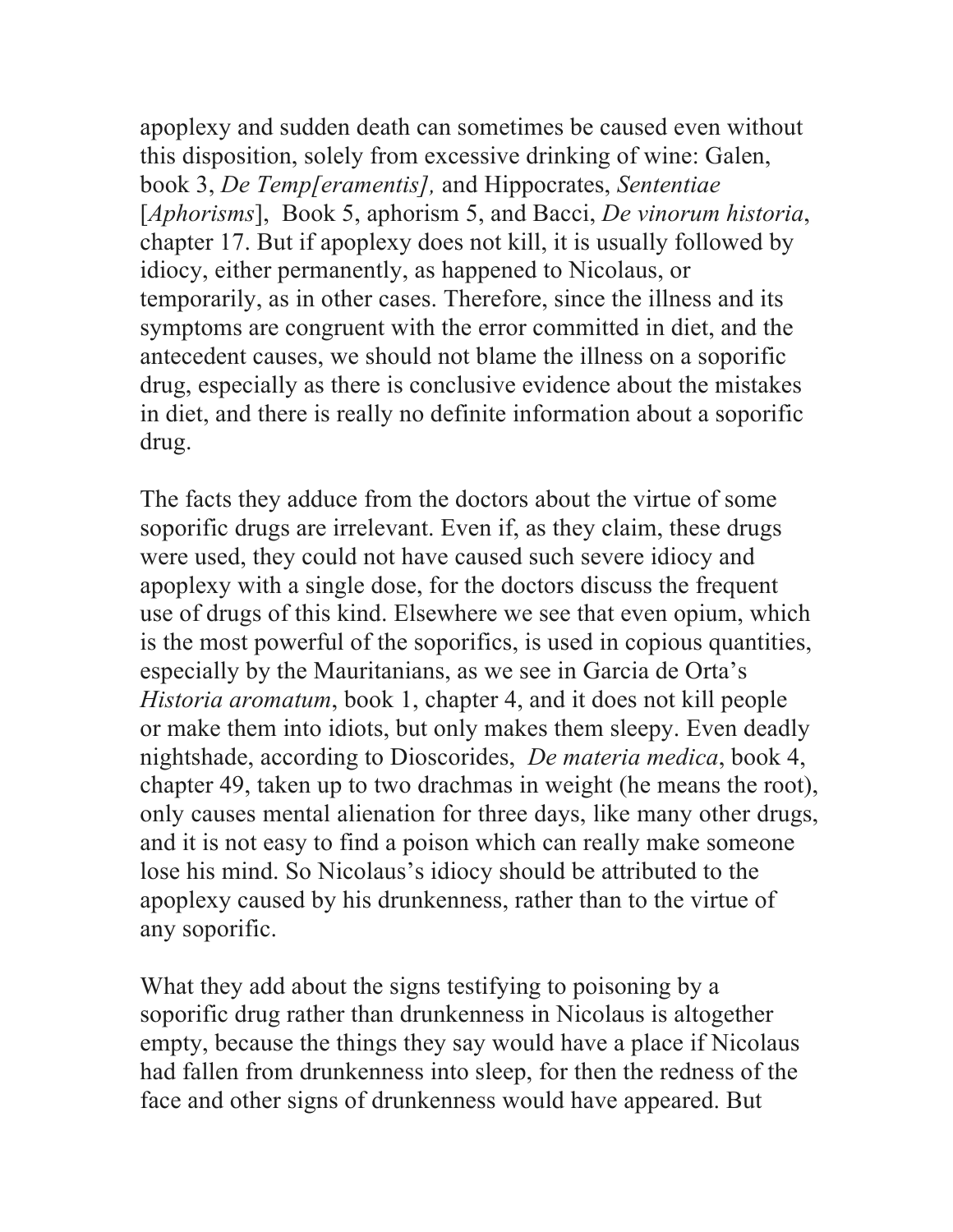apoplexy and sudden death can sometimes be caused even without this disposition, solely from excessive drinking of wine: Galen, book 3, *De Temp[eramentis],* and Hippocrates, *Sententiae* [*Aphorisms*], Book 5, aphorism 5, and Bacci, *De vinorum historia*, chapter 17. But if apoplexy does not kill, it is usually followed by idiocy, either permanently, as happened to Nicolaus, or temporarily, as in other cases. Therefore, since the illness and its symptoms are congruent with the error committed in diet, and the antecedent causes, we should not blame the illness on a soporific drug, especially as there is conclusive evidence about the mistakes in diet, and there is really no definite information about a soporific drug.

The facts they adduce from the doctors about the virtue of some soporific drugs are irrelevant. Even if, as they claim, these drugs were used, they could not have caused such severe idiocy and apoplexy with a single dose, for the doctors discuss the frequent use of drugs of this kind. Elsewhere we see that even opium, which is the most powerful of the soporifics, is used in copious quantities, especially by the Mauritanians, as we see in Garcia de Orta's *Historia aromatum*, book 1, chapter 4, and it does not kill people or make them into idiots, but only makes them sleepy. Even deadly nightshade, according to Dioscorides, *De materia medica*, book 4, chapter 49, taken up to two drachmas in weight (he means the root), only causes mental alienation for three days, like many other drugs, and it is not easy to find a poison which can really make someone lose his mind. So Nicolaus's idiocy should be attributed to the apoplexy caused by his drunkenness, rather than to the virtue of any soporific.

What they add about the signs testifying to poisoning by a soporific drug rather than drunkenness in Nicolaus is altogether empty, because the things they say would have a place if Nicolaus had fallen from drunkenness into sleep, for then the redness of the face and other signs of drunkenness would have appeared. But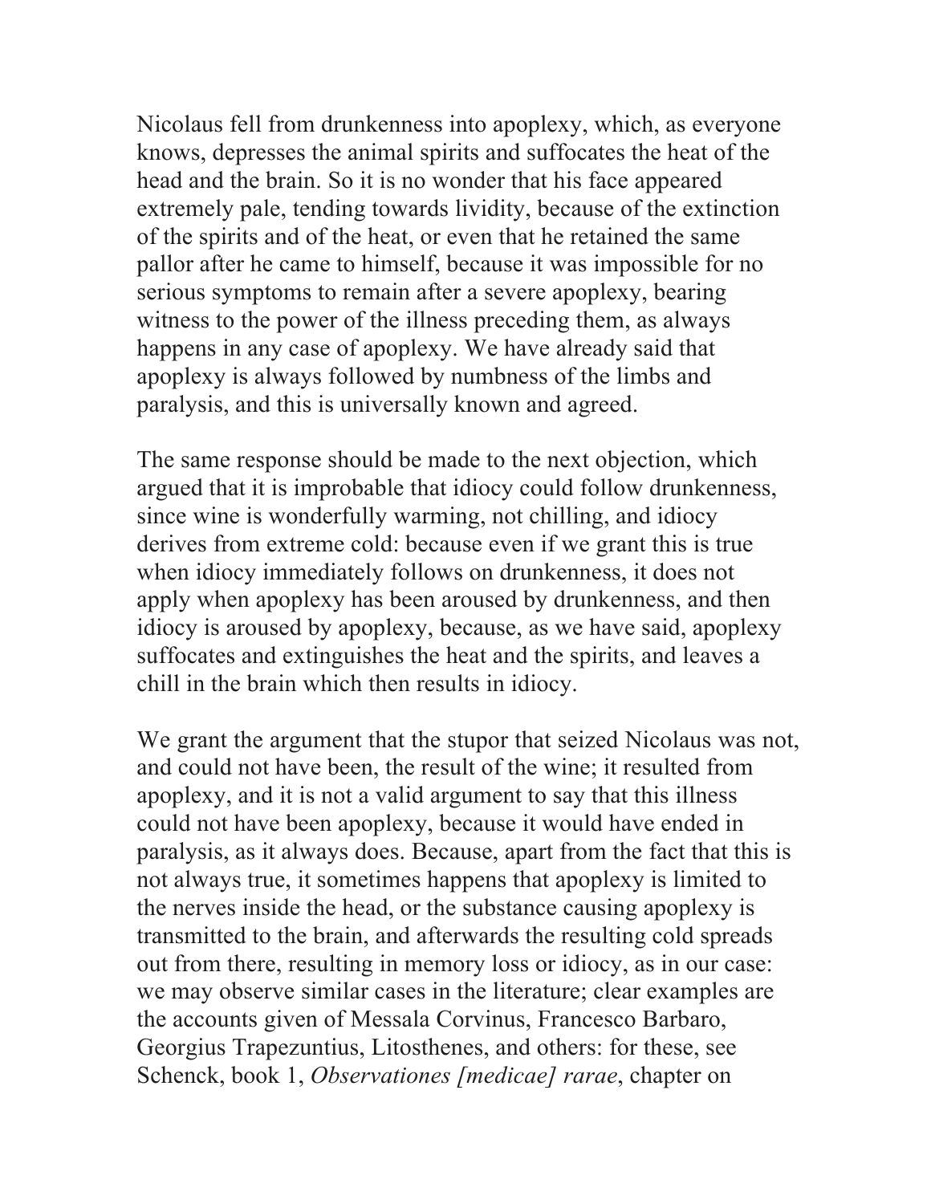Nicolaus fell from drunkenness into apoplexy, which, as everyone knows, depresses the animal spirits and suffocates the heat of the head and the brain. So it is no wonder that his face appeared extremely pale, tending towards lividity, because of the extinction of the spirits and of the heat, or even that he retained the same pallor after he came to himself, because it was impossible for no serious symptoms to remain after a severe apoplexy, bearing witness to the power of the illness preceding them, as always happens in any case of apoplexy. We have already said that apoplexy is always followed by numbness of the limbs and paralysis, and this is universally known and agreed.

The same response should be made to the next objection, which argued that it is improbable that idiocy could follow drunkenness, since wine is wonderfully warming, not chilling, and idiocy derives from extreme cold: because even if we grant this is true when idiocy immediately follows on drunkenness, it does not apply when apoplexy has been aroused by drunkenness, and then idiocy is aroused by apoplexy, because, as we have said, apoplexy suffocates and extinguishes the heat and the spirits, and leaves a chill in the brain which then results in idiocy.

We grant the argument that the stupor that seized Nicolaus was not, and could not have been, the result of the wine; it resulted from apoplexy, and it is not a valid argument to say that this illness could not have been apoplexy, because it would have ended in paralysis, as it always does. Because, apart from the fact that this is not always true, it sometimes happens that apoplexy is limited to the nerves inside the head, or the substance causing apoplexy is transmitted to the brain, and afterwards the resulting cold spreads out from there, resulting in memory loss or idiocy, as in our case: we may observe similar cases in the literature; clear examples are the accounts given of Messala Corvinus, Francesco Barbaro, Georgius Trapezuntius, Litosthenes, and others: for these, see Schenck, book 1, *Observationes [medicae] rarae*, chapter on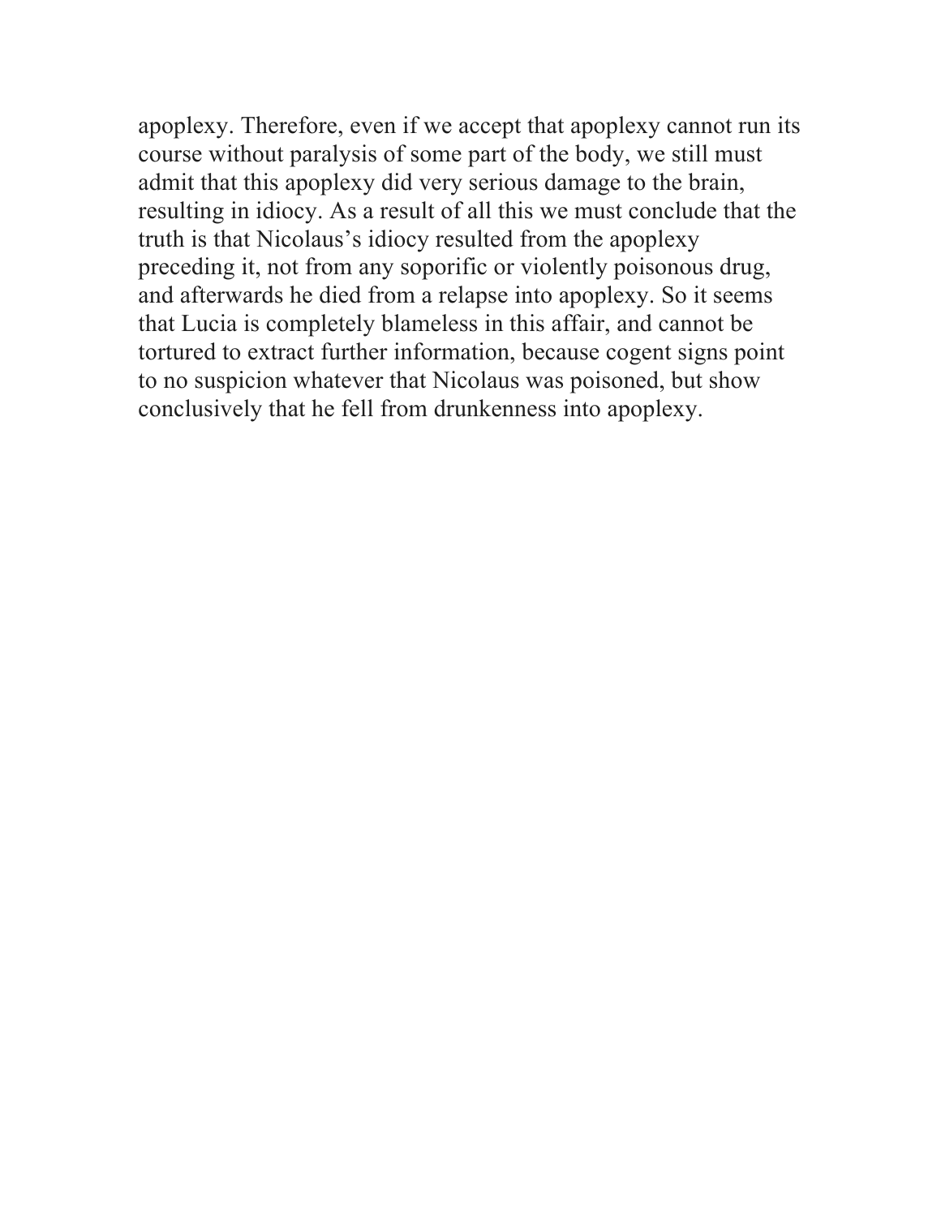apoplexy. Therefore, even if we accept that apoplexy cannot run its course without paralysis of some part of the body, we still must admit that this apoplexy did very serious damage to the brain, resulting in idiocy. As a result of all this we must conclude that the truth is that Nicolaus's idiocy resulted from the apoplexy preceding it, not from any soporific or violently poisonous drug, and afterwards he died from a relapse into apoplexy. So it seems that Lucia is completely blameless in this affair, and cannot be tortured to extract further information, because cogent signs point to no suspicion whatever that Nicolaus was poisoned, but show conclusively that he fell from drunkenness into apoplexy.